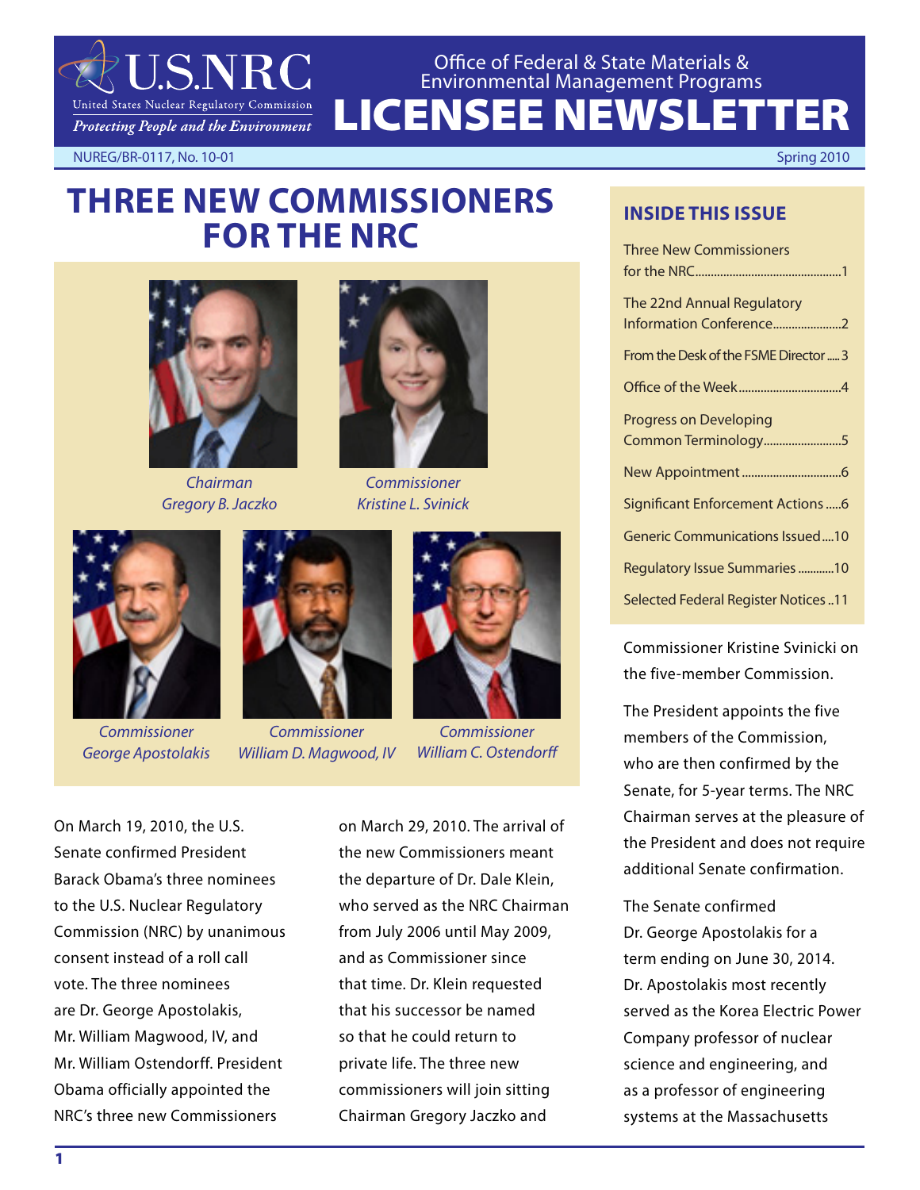# Office of Federal & State Materials & Environmental Management Programs

# LICENSEE NEWSLETTER

NUREG/BR-0117, No. 10-01 Spring 2010

## THREE NEW COMMISSIONERS FOR THE NRC

*Chairman Gregory B. Jaczko*

*Commissioner Kristine L. Svinick*

*Commissioner George Apostolakis*

*Commissioner William D. Magwood, IV*

*Commissioner William C. Ostendorff*

On March 19, 2010, the U.S. Senate confirmed President Barack Obama's three nominees to the U.S. Nuclear Regulatory Commission (NRC) by unanimous consent instead of a roll call vote. The three nominees are Dr. George Apostolakis, Mr. William Magwood, IV, and Mr. William Ostendorff. President Obama officially appointed the NRC's three new Commissioners on March 29, 2010. The arrival of the new Commissioners meant the departure of Dr. Dale Klein, who served as the NRC Chairman from July 2006 until May 2009, and as Commissioner since that time. Dr. Klein requested that his successor be named so that he could return to private life. The three new commissioners will join sitting Chairman Gregory Jaczko and Commissioner Kristine Svinicki on the five-member Commission.

The President appoints the five members of the Commission, who are then confirmed by the Senate, for 5-year terms. The NRC Chairman serves at the pleasure of the President and does not require additional Senate confirmation.

The Senate confirmed Dr. George Apostolakis for a term ending on June 30, 2014. Dr. Apostolakis most recently served as the Korea Electric Power Company professor of nuclear science and engineering, and as a professor of engineering systems at the Massachusetts

### INSIDE THIS ISSUE

- Three New Commissioners for the NRC....1
- The 22nd Annual Regulatory Information Conference....2
- From the Desk of the FSME Director....3
- Office of the Week....4
- Progress on Developing Common Terminology....5
- New Appointment....6
- Significant Enforcement Actions....6
- Generic Communications Issued....10
- Regulatory Issue Summaries....10
- Selected Federal Register Notices....11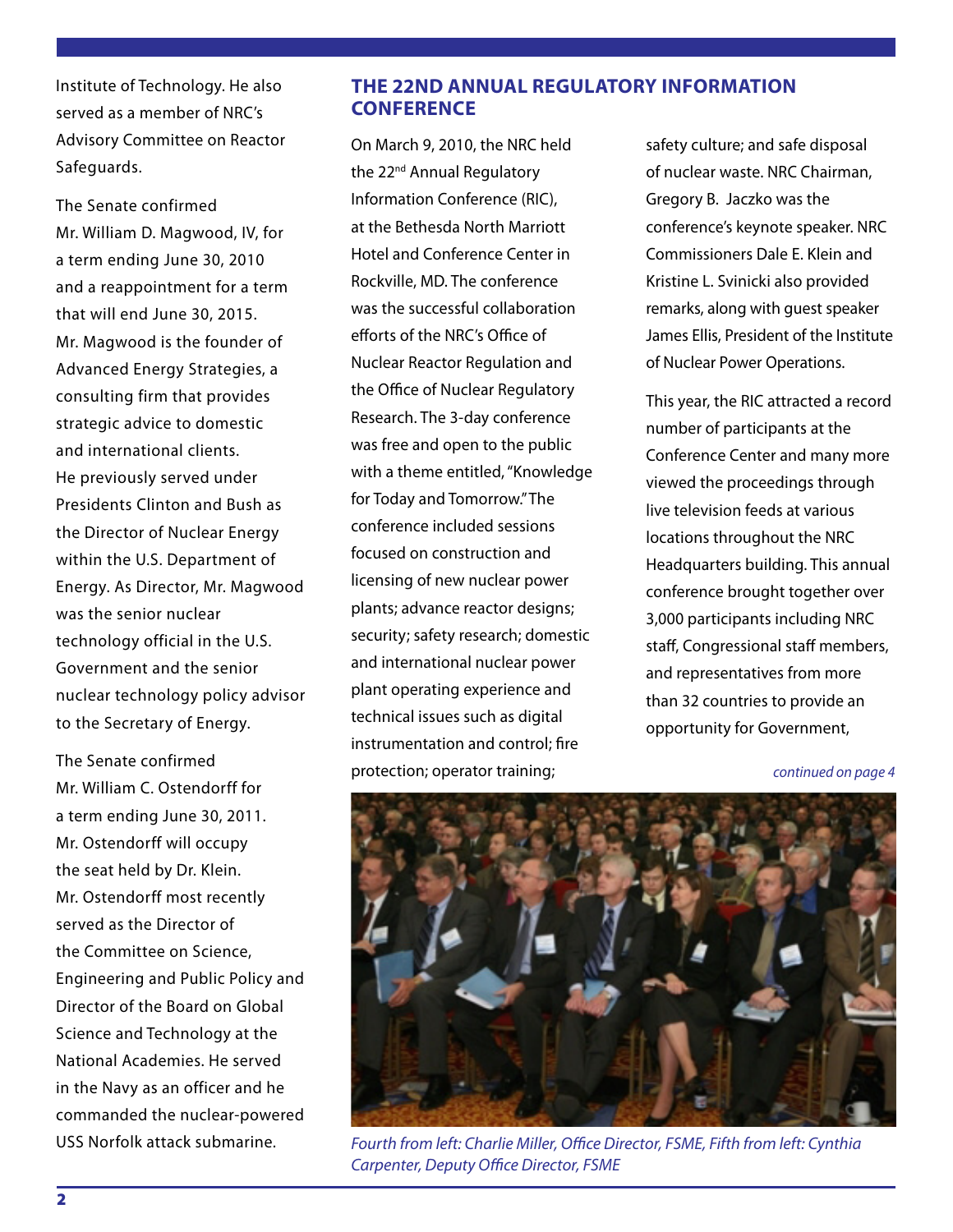Institute of Technology. He also served as a member of NRC's Advisory Committee on Reactor Safeguards.

The Senate confirmed Mr. William D. Magwood, IV, for a term ending June 30, 2010 and a reappointment for a term that will end June 30, 2015. Mr. Magwood is the founder of Advanced Energy Strategies, a consulting firm that provides strategic advice to domestic and international clients. He previously served under Presidents Clinton and Bush as the Director of Nuclear Energy within the U.S. Department of Energy. As Director, Mr. Magwood was the senior nuclear technology official in the U.S. Government and the senior nuclear technology policy advisor to the Secretary of Energy.

The Senate confirmed Mr. William C. Ostendorff for a term ending June 30, 2011. Mr. Ostendorff will occupy the seat held by Dr. Klein. Mr. Ostendorff most recently served as the Director of the Committee on Science, Engineering and Public Policy and Director of the Board on Global Science and Technology at the National Academies. He served in the Navy as an officer and he commanded the nuclear-powered USS Norfolk attack submarine.

## THE 22ND ANNUAL REGULATORY INFORMATION CONFERENCE

On March 9, 2010, the NRC held the 22nd Annual Regulatory Information Conference (RIC), at the Bethesda North Marriott Hotel and Conference Center in Rockville, MD. The conference was the successful collaboration efforts of the NRC's Office of Nuclear Reactor Regulation and the Office of Nuclear Regulatory Research. The 3-day conference was free and open to the public with a theme entitled, "Knowledge for Today and Tomorrow." The conference included sessions focused on construction and licensing of new nuclear power plants; advance reactor designs; security; safety research; domestic and international nuclear power plant operating experience and technical issues such as digital instrumentation and control; fire protection; operator training; safety culture; and safe disposal of nuclear waste. NRC Chairman, Gregory B. Jaczko was the conference's keynote speaker. NRC Commissioners Dale E. Klein and Kristine L. Svinicki also provided remarks, along with guest speaker James Ellis, President of the Institute of Nuclear Power Operations.

This year, the RIC attracted a record number of participants at the Conference Center and many more viewed the proceedings through live television feeds at various locations throughout the NRC Headquarters building. This annual conference brought together over 3,000 participants including NRC staff, Congressional staff members, and representatives from more than 32 countries to provide an opportunity for Government,

*continued on page 4*

*Fourth from left: Charlie Miller, Office Director, FSME, Fifth from left: Cynthia Carpenter, Deputy Office Director, FSME*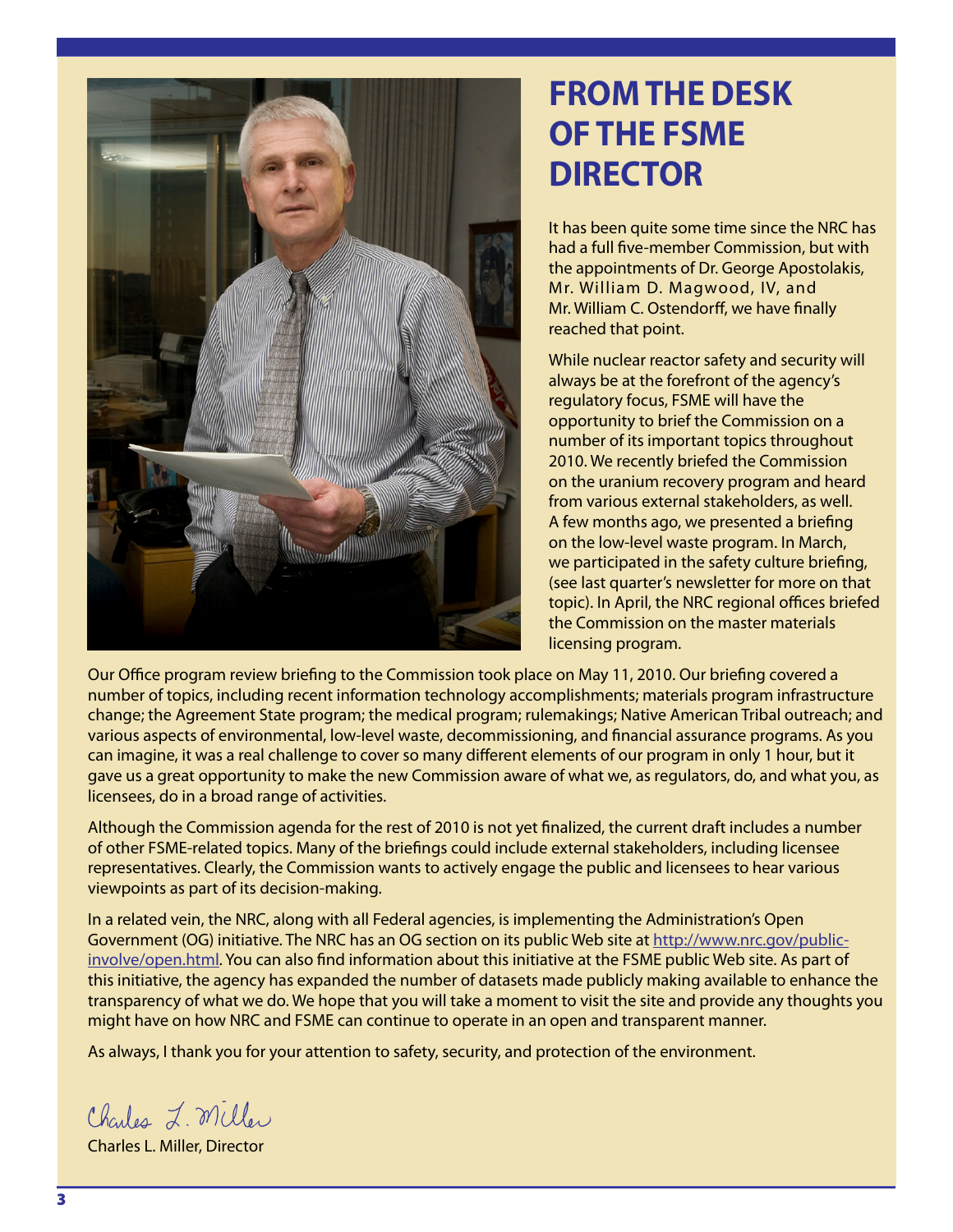# FROM THE DESK OF THE FSME DIRECTOR

It has been quite some time since the NRC has had a full five-member Commission, but with the appointments of Dr. George Apostolakis, Mr. William D. Magwood, IV, and Mr. William C. Ostendorff, we have finally reached that point.

While nuclear reactor safety and security will always be at the forefront of the agency's regulatory focus, FSME will have the opportunity to brief the Commission on a number of its important topics throughout 2010. We recently briefed the Commission on the uranium recovery program and heard from various external stakeholders, as well. A few months ago, we presented a briefing on the low-level waste program. In March, we participated in the safety culture briefing, (see last quarter's newsletter for more on that topic). In April, the NRC regional offices briefed the Commission on the master materials licensing program.

Our Office program review briefing to the Commission took place on May 11, 2010. Our briefing covered a number of topics, including recent information technology accomplishments; materials program infrastructure change; the Agreement State program; the medical program; rulemakings; Native American Tribal outreach; and various aspects of environmental, low-level waste, decommissioning, and financial assurance programs. As you can imagine, it was a real challenge to cover so many different elements of our program in only 1 hour, but it gave us a great opportunity to make the new Commission aware of what we, as regulators, do, and what you, as licensees, do in a broad range of activities.

Although the Commission agenda for the rest of 2010 is not yet finalized, the current draft includes a number of other FSME-related topics. Many of the briefings could include external stakeholders, including licensee representatives. Clearly, the Commission wants to actively engage the public and licensees to hear various viewpoints as part of its decision-making.

In a related vein, the NRC, along with all Federal agencies, is implementing the Administration's Open Government (OG) initiative. The NRC has an OG section on its public Web site at http://www.nrc.gov/public-involve/open.html. You can also find information about this initiative at the FSME public Web site. As part of this initiative, the agency has expanded the number of datasets made publicly making available to enhance the transparency of what we do. We hope that you will take a moment to visit the site and provide any thoughts you might have on how NRC and FSME can continue to operate in an open and transparent manner.

As always, I thank you for your attention to safety, security, and protection of the environment.

Charles L. Miller

Charles L. Miller, Director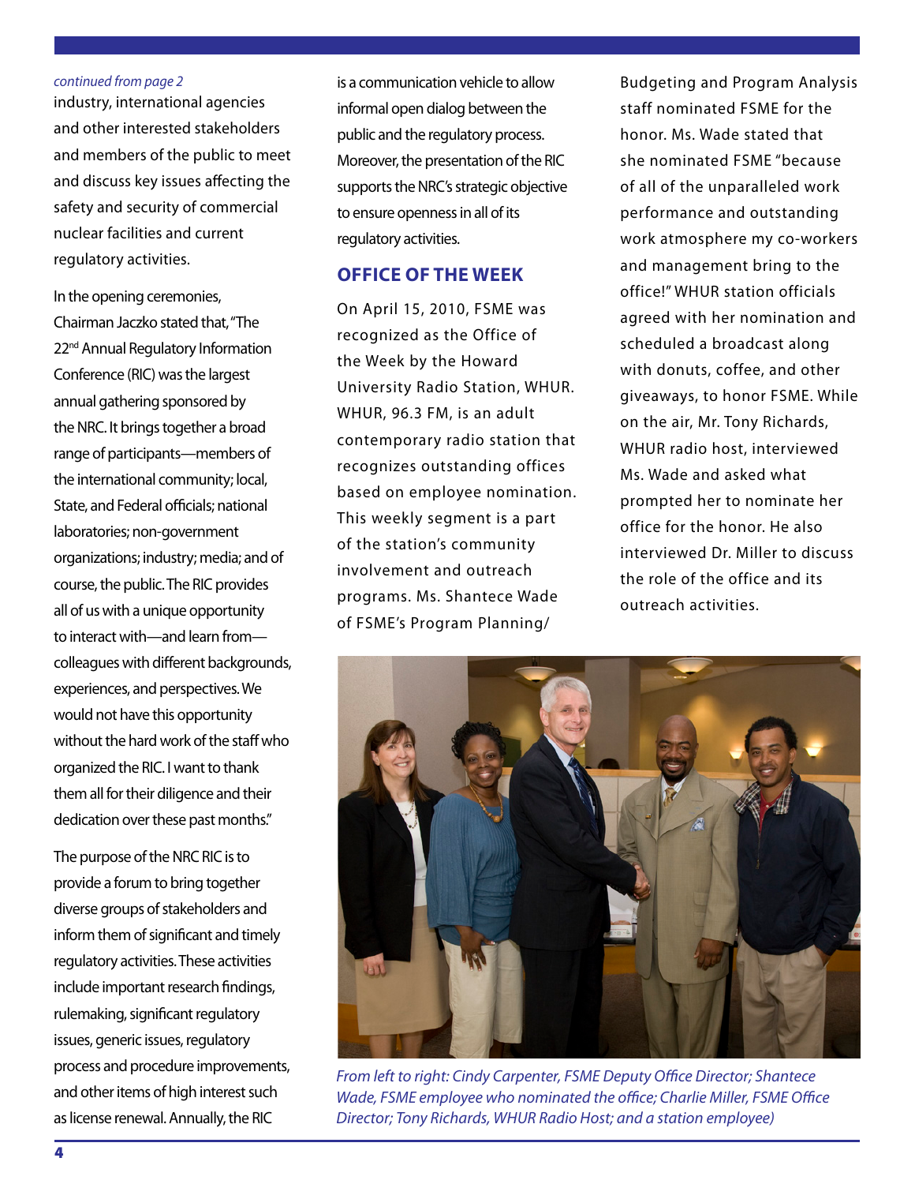*continued from page 2*

industry, international agencies and other interested stakeholders and members of the public to meet and discuss key issues affecting the safety and security of commercial nuclear facilities and current regulatory activities.

In the opening ceremonies, Chairman Jaczko stated that, "The 22nd Annual Regulatory Information Conference (RIC) was the largest annual gathering sponsored by the NRC. It brings together a broad range of participants—members of the international community; local, State, and Federal officials; national laboratories; non-government organizations; industry; media; and of course, the public. The RIC provides all of us with a unique opportunity to interact with—and learn from—colleagues with different backgrounds, experiences, and perspectives. We would not have this opportunity without the hard work of the staff who organized the RIC. I want to thank them all for their diligence and their dedication over these past months."

The purpose of the NRC RIC is to provide a forum to bring together diverse groups of stakeholders and inform them of significant and timely regulatory activities. These activities include important research findings, rulemaking, significant regulatory issues, generic issues, regulatory process and procedure improvements, and other items of high interest such as license renewal. Annually, the RIC is a communication vehicle to allow informal open dialog between the public and the regulatory process. Moreover, the presentation of the RIC supports the NRC's strategic objective to ensure openness in all of its regulatory activities.

## OFFICE OF THE WEEK

On April 15, 2010, FSME was recognized as the Office of the Week by the Howard University Radio Station, WHUR. WHUR, 96.3 FM, is an adult contemporary radio station that recognizes outstanding offices based on employee nomination. This weekly segment is a part of the station's community involvement and outreach programs. Ms. Shantece Wade of FSME's Program Planning/Budgeting and Program Analysis staff nominated FSME for the honor. Ms. Wade stated that she nominated FSME "because of all of the unparalleled work performance and outstanding work atmosphere my co-workers and management bring to the office!" WHUR station officials agreed with her nomination and scheduled a broadcast along with donuts, coffee, and other giveaways, to honor FSME. While on the air, Mr. Tony Richards, WHUR radio host, interviewed Ms. Wade and asked what prompted her to nominate her office for the honor. He also interviewed Dr. Miller to discuss the role of the office and its outreach activities.

*From left to right: Cindy Carpenter, FSME Deputy Office Director; Shantece Wade, FSME employee who nominated the office; Charlie Miller, FSME Office Director; Tony Richards, WHUR Radio Host; and a station employee)*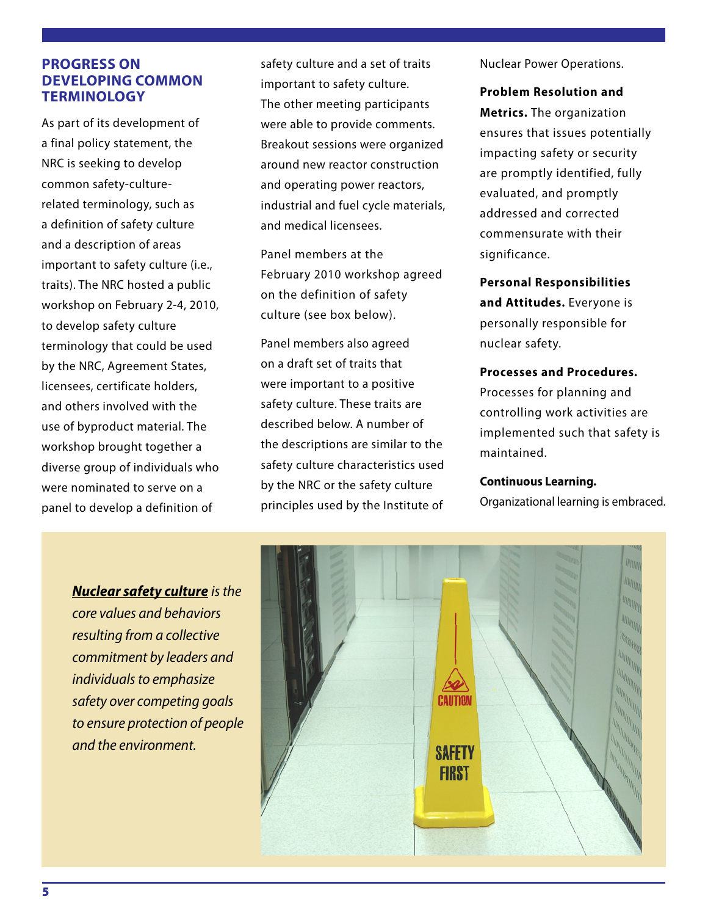## PROGRESS ON DEVELOPING COMMON TERMINOLOGY

As part of its development of a final policy statement, the NRC is seeking to develop common safety-culture-related terminology, such as a definition of safety culture and a description of areas important to safety culture (i.e., traits). The NRC hosted a public workshop on February 2-4, 2010, to develop safety culture terminology that could be used by the NRC, Agreement States, licensees, certificate holders, and others involved with the use of byproduct material. The workshop brought together a diverse group of individuals who were nominated to serve on a panel to develop a definition of safety culture and a set of traits important to safety culture. The other meeting participants were able to provide comments. Breakout sessions were organized around new reactor construction and operating power reactors, industrial and fuel cycle materials, and medical licensees.

Panel members at the February 2010 workshop agreed on the definition of safety culture (see box below).

Panel members also agreed on a draft set of traits that were important to a positive safety culture. These traits are described below. A number of the descriptions are similar to the safety culture characteristics used by the NRC or the safety culture principles used by the Institute of Nuclear Power Operations.

**Problem Resolution and Metrics.** The organization ensures that issues potentially impacting safety or security are promptly identified, fully evaluated, and promptly addressed and corrected commensurate with their significance.

**Personal Responsibilities and Attitudes.** Everyone is personally responsible for nuclear safety.

**Processes and Procedures.** Processes for planning and controlling work activities are implemented such that safety is maintained.

**Continuous Learning.** Organizational learning is embraced.

***Nuclear safety culture*** *is the core values and behaviors resulting from a collective commitment by leaders and individuals to emphasize safety over competing goals to ensure protection of people and the environment.*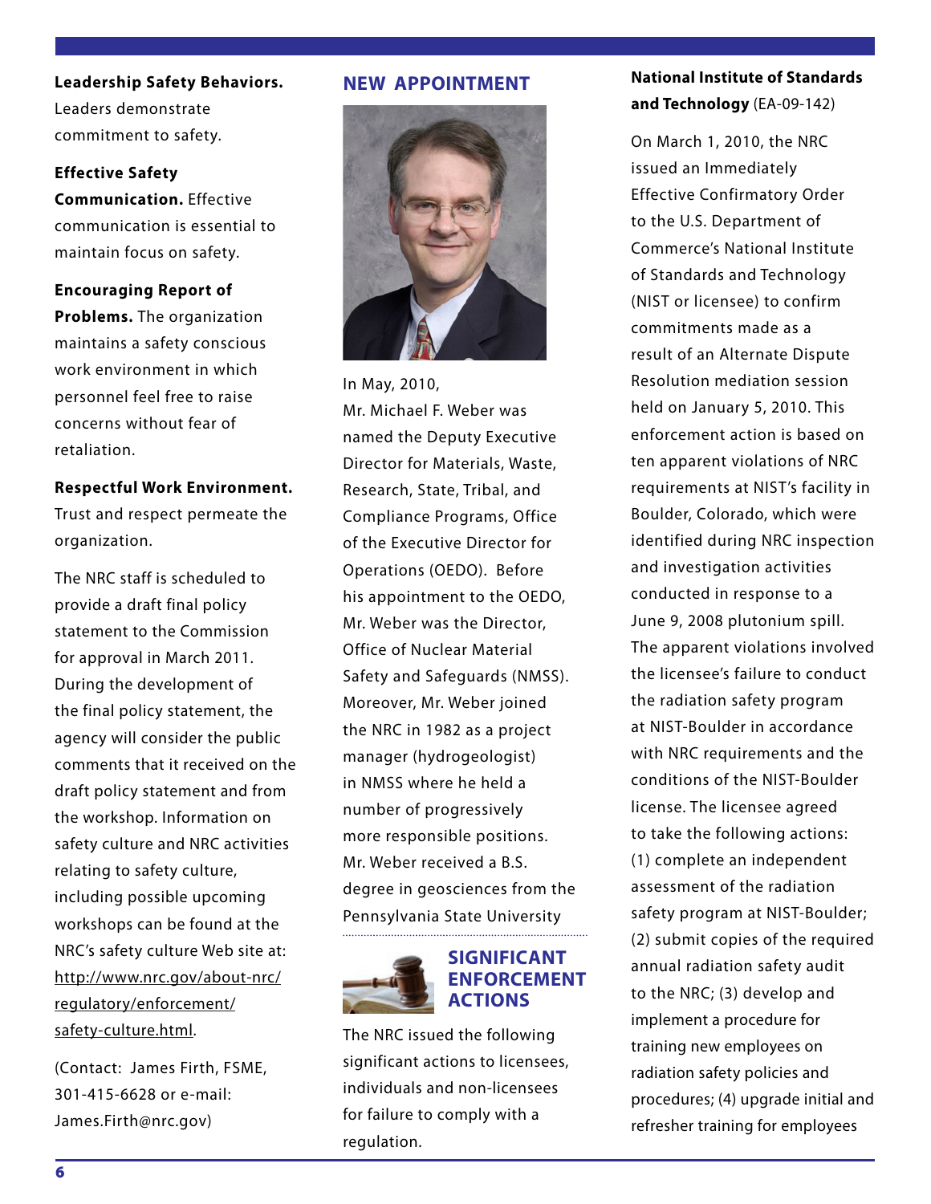**Leadership Safety Behaviors.** Leaders demonstrate commitment to safety.

**Effective Safety Communication.** Effective communication is essential to maintain focus on safety.

**Encouraging Report of Problems.** The organization maintains a safety conscious work environment in which personnel feel free to raise concerns without fear of retaliation.

**Respectful Work Environment.** Trust and respect permeate the organization.

The NRC staff is scheduled to provide a draft final policy statement to the Commission for approval in March 2011. During the development of the final policy statement, the agency will consider the public comments that it received on the draft policy statement and from the workshop. Information on safety culture and NRC activities relating to safety culture, including possible upcoming workshops can be found at the NRC's safety culture Web site at: http://www.nrc.gov/about-nrc/regulatory/enforcement/safety-culture.html.

(Contact: James Firth, FSME, 301-415-6628 or e-mail: James.Firth@nrc.gov)

## NEW APPOINTMENT

In May, 2010, Mr. Michael F. Weber was named the Deputy Executive Director for Materials, Waste, Research, State, Tribal, and Compliance Programs, Office of the Executive Director for Operations (OEDO). Before his appointment to the OEDO, Mr. Weber was the Director, Office of Nuclear Material Safety and Safeguards (NMSS). Moreover, Mr. Weber joined the NRC in 1982 as a project manager (hydrogeologist) in NMSS where he held a number of progressively more responsible positions. Mr. Weber received a B.S. degree in geosciences from the Pennsylvania State University

## SIGNIFICANT ENFORCEMENT ACTIONS

The NRC issued the following significant actions to licensees, individuals and non-licensees for failure to comply with a regulation.

**National Institute of Standards and Technology** (EA-09-142)

On March 1, 2010, the NRC issued an Immediately Effective Confirmatory Order to the U.S. Department of Commerce's National Institute of Standards and Technology (NIST or licensee) to confirm commitments made as a result of an Alternate Dispute Resolution mediation session held on January 5, 2010. This enforcement action is based on ten apparent violations of NRC requirements at NIST's facility in Boulder, Colorado, which were identified during NRC inspection and investigation activities conducted in response to a June 9, 2008 plutonium spill. The apparent violations involved the licensee's failure to conduct the radiation safety program at NIST-Boulder in accordance with NRC requirements and the conditions of the NIST-Boulder license. The licensee agreed to take the following actions: (1) complete an independent assessment of the radiation safety program at NIST-Boulder; (2) submit copies of the required annual radiation safety audit to the NRC; (3) develop and implement a procedure for training new employees on radiation safety policies and procedures; (4) upgrade initial and refresher training for employees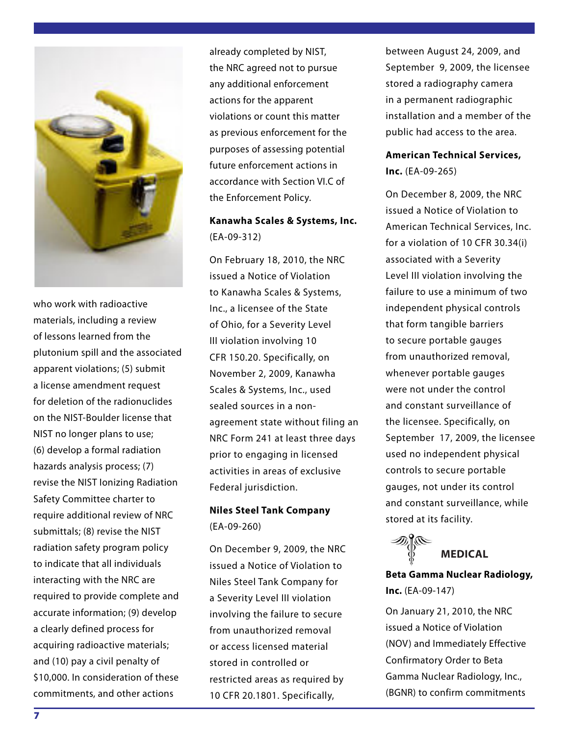who work with radioactive materials, including a review of lessons learned from the plutonium spill and the associated apparent violations; (5) submit a license amendment request for deletion of the radionuclides on the NIST-Boulder license that NIST no longer plans to use; (6) develop a formal radiation hazards analysis process; (7) revise the NIST Ionizing Radiation Safety Committee charter to require additional review of NRC submittals; (8) revise the NIST radiation safety program policy to indicate that all individuals interacting with the NRC are required to provide complete and accurate information; (9) develop a clearly defined process for acquiring radioactive materials; and (10) pay a civil penalty of $10,000. In consideration of these commitments, and other actions already completed by NIST, the NRC agreed not to pursue any additional enforcement actions for the apparent violations or count this matter as previous enforcement for the purposes of assessing potential future enforcement actions in accordance with Section VI.C of the Enforcement Policy.

**Kanawha Scales & Systems, Inc.** (EA-09-312)

On February 18, 2010, the NRC issued a Notice of Violation to Kanawha Scales & Systems, Inc., a licensee of the State of Ohio, for a Severity Level III violation involving 10 CFR 150.20. Specifically, on November 2, 2009, Kanawha Scales & Systems, Inc., used sealed sources in a non-agreement state without filing an NRC Form 241 at least three days prior to engaging in licensed activities in areas of exclusive Federal jurisdiction.

**Niles Steel Tank Company** (EA-09-260)

On December 9, 2009, the NRC issued a Notice of Violation to Niles Steel Tank Company for a Severity Level III violation involving the failure to secure from unauthorized removal or access licensed material stored in controlled or restricted areas as required by 10 CFR 20.1801. Specifically, between August 24, 2009, and September 9, 2009, the licensee stored a radiography camera in a permanent radiographic installation and a member of the public had access to the area.

**American Technical Services, Inc.** (EA-09-265)

On December 8, 2009, the NRC issued a Notice of Violation to American Technical Services, Inc. for a violation of 10 CFR 30.34(i) associated with a Severity Level III violation involving the failure to use a minimum of two independent physical controls that form tangible barriers to secure portable gauges from unauthorized removal, whenever portable gauges were not under the control and constant surveillance of the licensee. Specifically, on September 17, 2009, the licensee used no independent physical controls to secure portable gauges, not under its control and constant surveillance, while stored at its facility.

## MEDICAL

**Beta Gamma Nuclear Radiology, Inc.** (EA-09-147)

On January 21, 2010, the NRC issued a Notice of Violation (NOV) and Immediately Effective Confirmatory Order to Beta Gamma Nuclear Radiology, Inc., (BGNR) to confirm commitments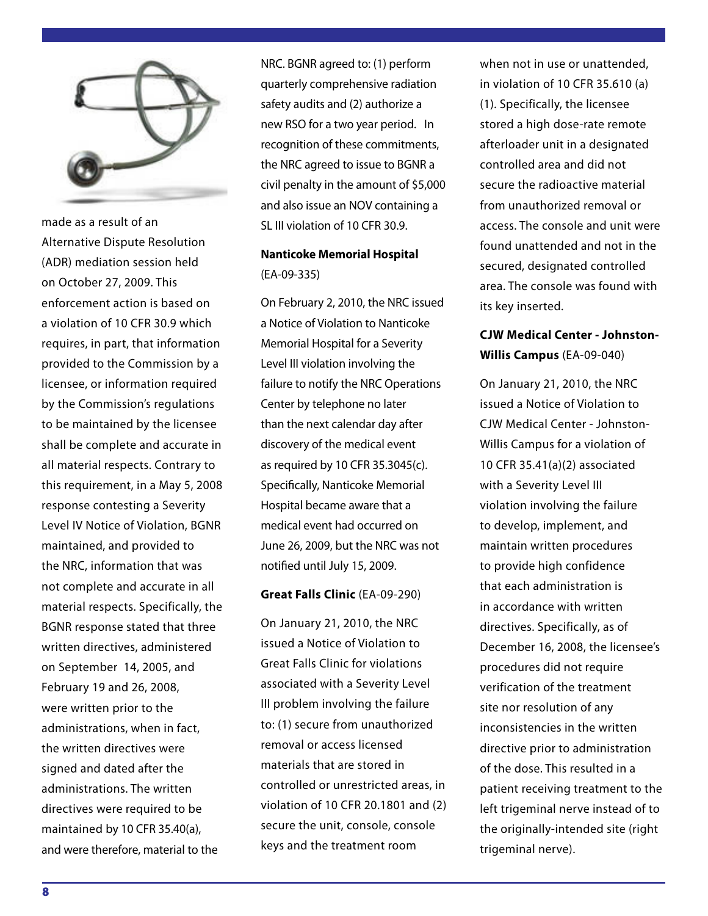made as a result of an Alternative Dispute Resolution (ADR) mediation session held on October 27, 2009. This enforcement action is based on a violation of 10 CFR 30.9 which requires, in part, that information provided to the Commission by a licensee, or information required by the Commission's regulations to be maintained by the licensee shall be complete and accurate in all material respects. Contrary to this requirement, in a May 5, 2008 response contesting a Severity Level IV Notice of Violation, BGNR maintained, and provided to the NRC, information that was not complete and accurate in all material respects. Specifically, the BGNR response stated that three written directives, administered on September 14, 2005, and February 19 and 26, 2008, were written prior to the administrations, when in fact, the written directives were signed and dated after the administrations. The written directives were required to be maintained by 10 CFR 35.40(a), and were therefore, material to the NRC. BGNR agreed to: (1) perform quarterly comprehensive radiation safety audits and (2) authorize a new RSO for a two year period. In recognition of these commitments, the NRC agreed to issue to BGNR a civil penalty in the amount of $5,000 and also issue an NOV containing a SL III violation of 10 CFR 30.9.

**Nanticoke Memorial Hospital** (EA-09-335)

On February 2, 2010, the NRC issued a Notice of Violation to Nanticoke Memorial Hospital for a Severity Level III violation involving the failure to notify the NRC Operations Center by telephone no later than the next calendar day after discovery of the medical event as required by 10 CFR 35.3045(c). Specifically, Nanticoke Memorial Hospital became aware that a medical event had occurred on June 26, 2009, but the NRC was not notified until July 15, 2009.

**Great Falls Clinic** (EA-09-290)

On January 21, 2010, the NRC issued a Notice of Violation to Great Falls Clinic for violations associated with a Severity Level III problem involving the failure to: (1) secure from unauthorized removal or access licensed materials that are stored in controlled or unrestricted areas, in violation of 10 CFR 20.1801 and (2) secure the unit, console, console keys and the treatment room when not in use or unattended, in violation of 10 CFR 35.610 (a)(1). Specifically, the licensee stored a high dose-rate remote afterloader unit in a designated controlled area and did not secure the radioactive material from unauthorized removal or access. The console and unit were found unattended and not in the secured, designated controlled area. The console was found with its key inserted.

**CJW Medical Center - Johnston-Willis Campus** (EA-09-040)

On January 21, 2010, the NRC issued a Notice of Violation to CJW Medical Center - Johnston-Willis Campus for a violation of 10 CFR 35.41(a)(2) associated with a Severity Level III violation involving the failure to develop, implement, and maintain written procedures to provide high confidence that each administration is in accordance with written directives. Specifically, as of December 16, 2008, the licensee's procedures did not require verification of the treatment site nor resolution of any inconsistencies in the written directive prior to administration of the dose. This resulted in a patient receiving treatment to the left trigeminal nerve instead of to the originally-intended site (right trigeminal nerve).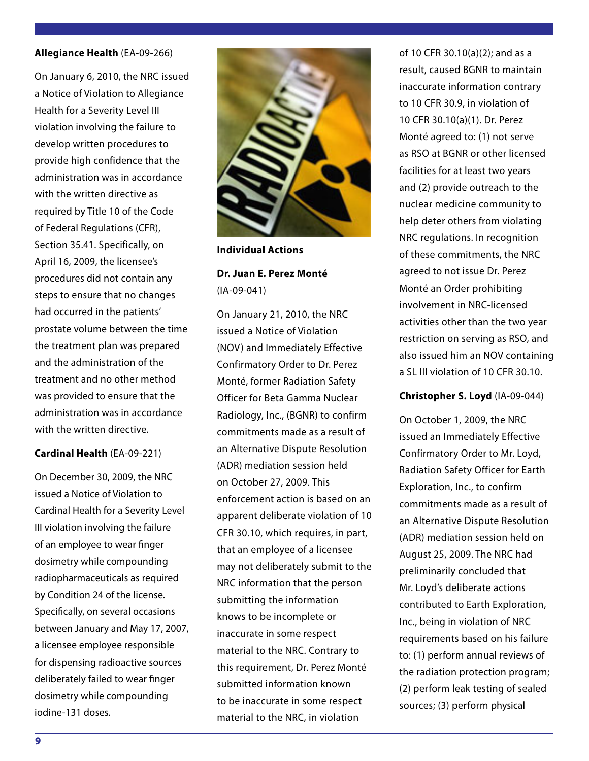**Allegiance Health** (EA-09-266)

On January 6, 2010, the NRC issued a Notice of Violation to Allegiance Health for a Severity Level III violation involving the failure to develop written procedures to provide high confidence that the administration was in accordance with the written directive as required by Title 10 of the Code of Federal Regulations (CFR), Section 35.41. Specifically, on April 16, 2009, the licensee's procedures did not contain any steps to ensure that no changes had occurred in the patients' prostate volume between the time the treatment plan was prepared and the administration of the treatment and no other method was provided to ensure that the administration was in accordance with the written directive.

**Cardinal Health** (EA-09-221)

On December 30, 2009, the NRC issued a Notice of Violation to Cardinal Health for a Severity Level III violation involving the failure of an employee to wear finger dosimetry while compounding radiopharmaceuticals as required by Condition 24 of the license. Specifically, on several occasions between January and May 17, 2007, a licensee employee responsible for dispensing radioactive sources deliberately failed to wear finger dosimetry while compounding iodine-131 doses.

## Individual Actions

**Dr. Juan E. Perez Monté** (IA-09-041)

On January 21, 2010, the NRC issued a Notice of Violation (NOV) and Immediately Effective Confirmatory Order to Dr. Perez Monté, former Radiation Safety Officer for Beta Gamma Nuclear Radiology, Inc., (BGNR) to confirm commitments made as a result of an Alternative Dispute Resolution (ADR) mediation session held on October 27, 2009. This enforcement action is based on an apparent deliberate violation of 10 CFR 30.10, which requires, in part, that an employee of a licensee may not deliberately submit to the NRC information that the person submitting the information knows to be incomplete or inaccurate in some respect material to the NRC. Contrary to this requirement, Dr. Perez Monté submitted information known to be inaccurate in some respect material to the NRC, in violation of 10 CFR 30.10(a)(2); and as a result, caused BGNR to maintain inaccurate information contrary to 10 CFR 30.9, in violation of 10 CFR 30.10(a)(1). Dr. Perez Monté agreed to: (1) not serve as RSO at BGNR or other licensed facilities for at least two years and (2) provide outreach to the nuclear medicine community to help deter others from violating NRC regulations. In recognition of these commitments, the NRC agreed to not issue Dr. Perez Monté an Order prohibiting involvement in NRC-licensed activities other than the two year restriction on serving as RSO, and also issued him an NOV containing a SL III violation of 10 CFR 30.10.

**Christopher S. Loyd** (IA-09-044)

On October 1, 2009, the NRC issued an Immediately Effective Confirmatory Order to Mr. Loyd, Radiation Safety Officer for Earth Exploration, Inc., to confirm commitments made as a result of an Alternative Dispute Resolution (ADR) mediation session held on August 25, 2009. The NRC had preliminarily concluded that Mr. Loyd's deliberate actions contributed to Earth Exploration, Inc., being in violation of NRC requirements based on his failure to: (1) perform annual reviews of the radiation protection program; (2) perform leak testing of sealed sources; (3) perform physical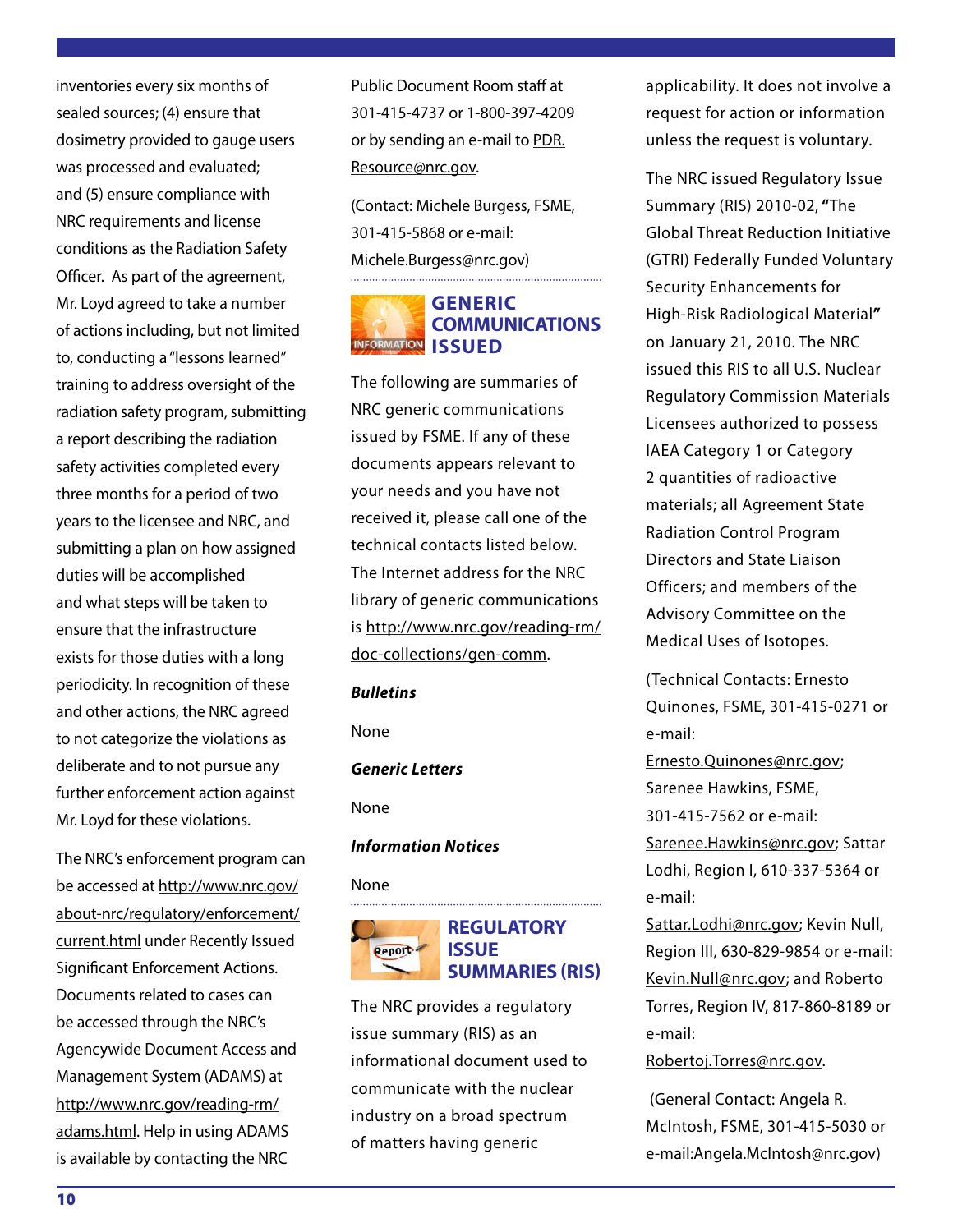inventories every six months of sealed sources; (4) ensure that dosimetry provided to gauge users was processed and evaluated; and (5) ensure compliance with NRC requirements and license conditions as the Radiation Safety Officer. As part of the agreement, Mr. Loyd agreed to take a number of actions including, but not limited to, conducting a "lessons learned" training to address oversight of the radiation safety program, submitting a report describing the radiation safety activities completed every three months for a period of two years to the licensee and NRC, and submitting a plan on how assigned duties will be accomplished and what steps will be taken to ensure that the infrastructure exists for those duties with a long periodicity. In recognition of these and other actions, the NRC agreed to not categorize the violations as deliberate and to not pursue any further enforcement action against Mr. Loyd for these violations.

The NRC's enforcement program can be accessed at http://www.nrc.gov/about-nrc/regulatory/enforcement/current.html under Recently Issued Significant Enforcement Actions. Documents related to cases can be accessed through the NRC's Agencywide Document Access and Management System (ADAMS) at http://www.nrc.gov/reading-rm/adams.html. Help in using ADAMS is available by contacting the NRC Public Document Room staff at 301-415-4737 or 1-800-397-4209 or by sending an e-mail to PDR.Resource@nrc.gov.

(Contact: Michele Burgess, FSME, 301-415-5868 or e-mail: Michele.Burgess@nrc.gov)

## GENERIC COMMUNICATIONS ISSUED

The following are summaries of NRC generic communications issued by FSME. If any of these documents appears relevant to your needs and you have not received it, please call one of the technical contacts listed below. The Internet address for the NRC library of generic communications is http://www.nrc.gov/reading-rm/doc-collections/gen-comm.

***Bulletins***

None

***Generic Letters***

None

***Information Notices***

None

## REGULATORY ISSUE SUMMARIES (RIS)

The NRC provides a regulatory issue summary (RIS) as an informational document used to communicate with the nuclear industry on a broad spectrum of matters having generic applicability. It does not involve a request for action or information unless the request is voluntary.

The NRC issued Regulatory Issue Summary (RIS) 2010-02, **"**The Global Threat Reduction Initiative (GTRI) Federally Funded Voluntary Security Enhancements for High-Risk Radiological Material**"** on January 21, 2010. The NRC issued this RIS to all U.S. Nuclear Regulatory Commission Materials Licensees authorized to possess IAEA Category 1 or Category 2 quantities of radioactive materials; all Agreement State Radiation Control Program Directors and State Liaison Officers; and members of the Advisory Committee on the Medical Uses of Isotopes.

(Technical Contacts: Ernesto Quinones, FSME, 301-415-0271 or e-mail: Ernesto.Quinones@nrc.gov; Sarenee Hawkins, FSME, 301-415-7562 or e-mail: Sarenee.Hawkins@nrc.gov; Sattar Lodhi, Region I, 610-337-5364 or e-mail: Sattar.Lodhi@nrc.gov; Kevin Null, Region III, 630-829-9854 or e-mail: Kevin.Null@nrc.gov; and Roberto Torres, Region IV, 817-860-8189 or e-mail: Robertoj.Torres@nrc.gov.

(General Contact: Angela R. McIntosh, FSME, 301-415-5030 or e-mail:Angela.McIntosh@nrc.gov)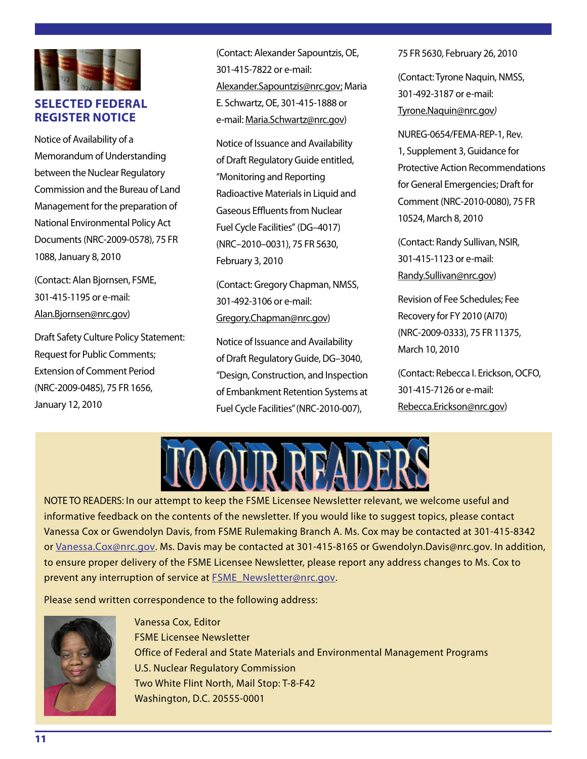## SELECTED FEDERAL REGISTER NOTICE

Notice of Availability of a Memorandum of Understanding between the Nuclear Regulatory Commission and the Bureau of Land Management for the preparation of National Environmental Policy Act Documents (NRC-2009-0578), 75 FR 1088, January 8, 2010

(Contact: Alan Bjornsen, FSME, 301-415-1195 or e-mail: Alan.Bjornsen@nrc.gov)

Draft Safety Culture Policy Statement: Request for Public Comments; Extension of Comment Period (NRC-2009-0485), 75 FR 1656, January 12, 2010

(Contact: Alexander Sapountzis, OE, 301-415-7822 or e-mail: Alexander.Sapountzis@nrc.gov; Maria E. Schwartz, OE, 301-415-1888 or e-mail: Maria.Schwartz@nrc.gov)

Notice of Issuance and Availability of Draft Regulatory Guide entitled, "Monitoring and Reporting Radioactive Materials in Liquid and Gaseous Effluents from Nuclear Fuel Cycle Facilities" (DG–4017) (NRC–2010–0031), 75 FR 5630, February 3, 2010

(Contact: Gregory Chapman, NMSS, 301-492-3106 or e-mail: Gregory.Chapman@nrc.gov)

Notice of Issuance and Availability of Draft Regulatory Guide, DG–3040, "Design, Construction, and Inspection of Embankment Retention Systems at Fuel Cycle Facilities" (NRC-2010-007), 75 FR 5630, February 26, 2010

(Contact: Tyrone Naquin, NMSS, 301-492-3187 or e-mail: Tyrone.Naquin@nrc.gov)

NUREG-0654/FEMA-REP-1, Rev. 1, Supplement 3, Guidance for Protective Action Recommendations for General Emergencies; Draft for Comment (NRC-2010-0080), 75 FR 10524, March 8, 2010

(Contact: Randy Sullivan, NSIR, 301-415-1123 or e-mail: Randy.Sullivan@nrc.gov)

Revision of Fee Schedules; Fee Recovery for FY 2010 (AI70) (NRC-2009-0333), 75 FR 11375, March 10, 2010

(Contact: Rebecca I. Erickson, OCFO, 301-415-7126 or e-mail: Rebecca.Erickson@nrc.gov)

## TO OUR READERS

NOTE TO READERS: In our attempt to keep the FSME Licensee Newsletter relevant, we welcome useful and informative feedback on the contents of the newsletter. If you would like to suggest topics, please contact Vanessa Cox or Gwendolyn Davis, from FSME Rulemaking Branch A. Ms. Cox may be contacted at 301-415-8342 or Vanessa.Cox@nrc.gov. Ms. Davis may be contacted at 301-415-8165 or Gwendolyn.Davis@nrc.gov. In addition, to ensure proper delivery of the FSME Licensee Newsletter, please report any address changes to Ms. Cox to prevent any interruption of service at FSME_Newsletter@nrc.gov.

Please send written correspondence to the following address:

Vanessa Cox, Editor
FSME Licensee Newsletter
Office of Federal and State Materials and Environmental Management Programs
U.S. Nuclear Regulatory Commission
Two White Flint North, Mail Stop: T-8-F42
Washington, D.C. 20555-0001